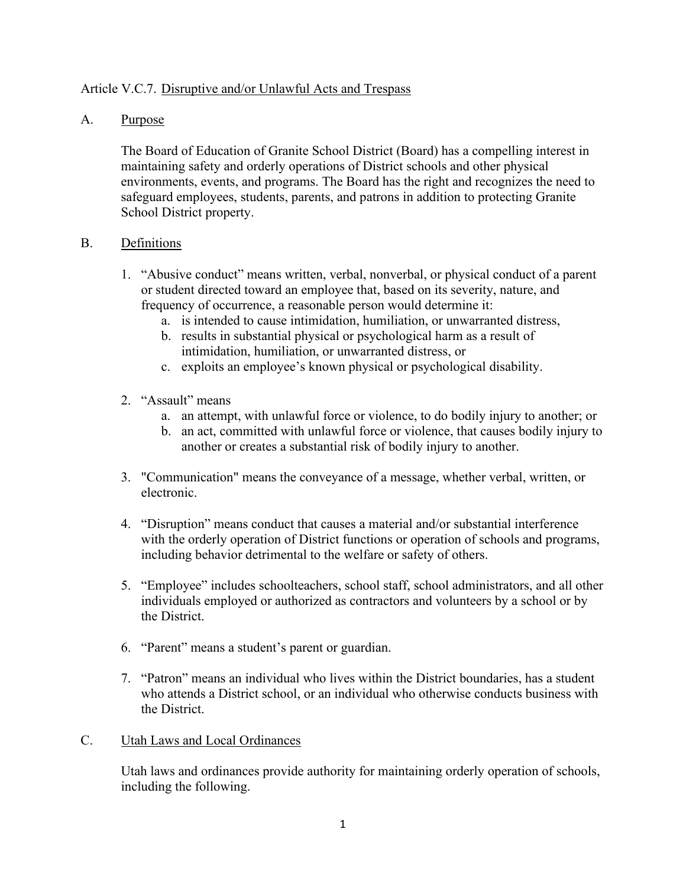Article V.C.7. Disruptive and/or Unlawful Acts and Trespass

## A. Purpose

The Board of Education of Granite School District (Board) has a compelling interest in maintaining safety and orderly operations of District schools and other physical environments, events, and programs. The Board has the right and recognizes the need to safeguard employees, students, parents, and patrons in addition to protecting Granite School District property.

## B. Definitions

1. "Abusive conduct" means written, verbal, nonverbal, or physical conduct of a parent or student directed toward an employee that, based on its severity, nature, and frequency of occurrence, a reasonable person would determine it:
   a. is intended to cause intimidation, humiliation, or unwarranted distress,
   b. results in substantial physical or psychological harm as a result of intimidation, humiliation, or unwarranted distress, or
   c. exploits an employee's known physical or psychological disability.

2. "Assault" means
   a. an attempt, with unlawful force or violence, to do bodily injury to another; or
   b. an act, committed with unlawful force or violence, that causes bodily injury to another or creates a substantial risk of bodily injury to another.

3. "Communication" means the conveyance of a message, whether verbal, written, or electronic.

4. "Disruption" means conduct that causes a material and/or substantial interference with the orderly operation of District functions or operation of schools and programs, including behavior detrimental to the welfare or safety of others.

5. "Employee" includes schoolteachers, school staff, school administrators, and all other individuals employed or authorized as contractors and volunteers by a school or by the District.

6. "Parent" means a student's parent or guardian.

7. "Patron" means an individual who lives within the District boundaries, has a student who attends a District school, or an individual who otherwise conducts business with the District.

## C. Utah Laws and Local Ordinances

Utah laws and ordinances provide authority for maintaining orderly operation of schools, including the following.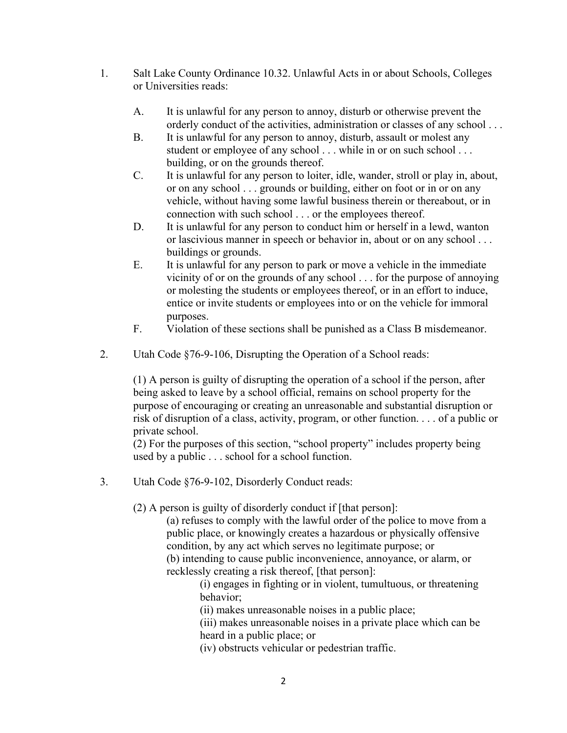1. Salt Lake County Ordinance 10.32. Unlawful Acts in or about Schools, Colleges or Universities reads:

    A. It is unlawful for any person to annoy, disturb or otherwise prevent the orderly conduct of the activities, administration or classes of any school . . .

    B. It is unlawful for any person to annoy, disturb, assault or molest any student or employee of any school . . . while in or on such school . . . building, or on the grounds thereof.

    C. It is unlawful for any person to loiter, idle, wander, stroll or play in, about, or on any school . . . grounds or building, either on foot or in or on any vehicle, without having some lawful business therein or thereabout, or in connection with such school . . . or the employees thereof.

    D. It is unlawful for any person to conduct him or herself in a lewd, wanton or lascivious manner in speech or behavior in, about or on any school . . . buildings or grounds.

    E. It is unlawful for any person to park or move a vehicle in the immediate vicinity of or on the grounds of any school . . . for the purpose of annoying or molesting the students or employees thereof, or in an effort to induce, entice or invite students or employees into or on the vehicle for immoral purposes.

    F. Violation of these sections shall be punished as a Class B misdemeanor.

2. Utah Code §76-9-106, Disrupting the Operation of a School reads:

    (1) A person is guilty of disrupting the operation of a school if the person, after being asked to leave by a school official, remains on school property for the purpose of encouraging or creating an unreasonable and substantial disruption or risk of disruption of a class, activity, program, or other function. . . . of a public or private school.
    (2) For the purposes of this section, "school property" includes property being used by a public . . . school for a school function.

3. Utah Code §76-9-102, Disorderly Conduct reads:

    (2) A person is guilty of disorderly conduct if [that person]:

    > (a) refuses to comply with the lawful order of the police to move from a public place, or knowingly creates a hazardous or physically offensive condition, by any act which serves no legitimate purpose; or
    > (b) intending to cause public inconvenience, annoyance, or alarm, or recklessly creating a risk thereof, [that person]:
    >
    > > (i) engages in fighting or in violent, tumultuous, or threatening behavior;
    > > (ii) makes unreasonable noises in a public place;
    > > (iii) makes unreasonable noises in a private place which can be heard in a public place; or
    > > (iv) obstructs vehicular or pedestrian traffic.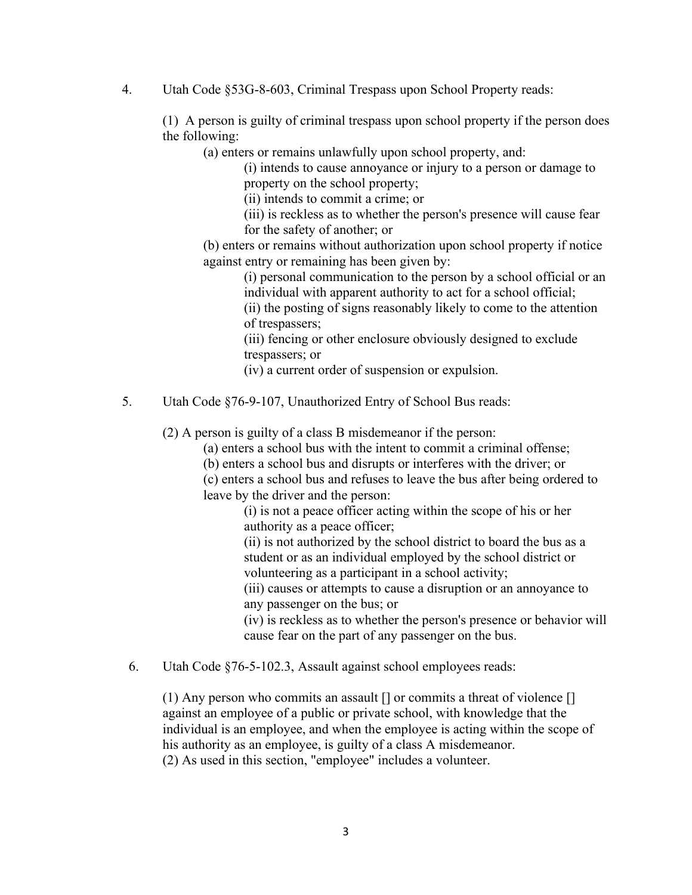4. Utah Code §53G-8-603, Criminal Trespass upon School Property reads:

(1) A person is guilty of criminal trespass upon school property if the person does the following:

(a) enters or remains unlawfully upon school property, and:

(i) intends to cause annoyance or injury to a person or damage to property on the school property;

(ii) intends to commit a crime; or

(iii) is reckless as to whether the person's presence will cause fear for the safety of another; or

(b) enters or remains without authorization upon school property if notice against entry or remaining has been given by:

(i) personal communication to the person by a school official or an individual with apparent authority to act for a school official;

(ii) the posting of signs reasonably likely to come to the attention of trespassers;

(iii) fencing or other enclosure obviously designed to exclude trespassers; or

(iv) a current order of suspension or expulsion.

5. Utah Code §76-9-107, Unauthorized Entry of School Bus reads:

(2) A person is guilty of a class B misdemeanor if the person:

(a) enters a school bus with the intent to commit a criminal offense;

(b) enters a school bus and disrupts or interferes with the driver; or

(c) enters a school bus and refuses to leave the bus after being ordered to leave by the driver and the person:

(i) is not a peace officer acting within the scope of his or her authority as a peace officer;

(ii) is not authorized by the school district to board the bus as a student or as an individual employed by the school district or volunteering as a participant in a school activity;

(iii) causes or attempts to cause a disruption or an annoyance to any passenger on the bus; or

(iv) is reckless as to whether the person's presence or behavior will cause fear on the part of any passenger on the bus.

6. Utah Code §76-5-102.3, Assault against school employees reads:

(1) Any person who commits an assault [] or commits a threat of violence [] against an employee of a public or private school, with knowledge that the individual is an employee, and when the employee is acting within the scope of his authority as an employee, is guilty of a class A misdemeanor.
(2) As used in this section, "employee" includes a volunteer.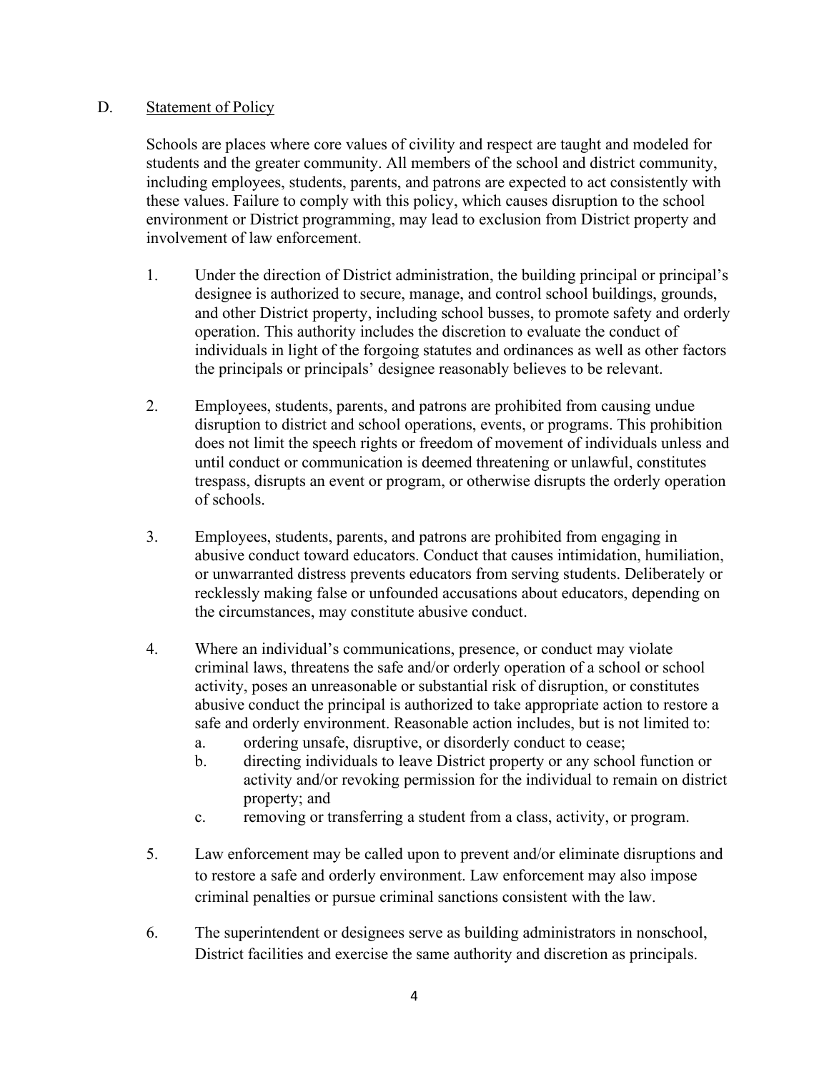## D. Statement of Policy

Schools are places where core values of civility and respect are taught and modeled for students and the greater community. All members of the school and district community, including employees, students, parents, and patrons are expected to act consistently with these values. Failure to comply with this policy, which causes disruption to the school environment or District programming, may lead to exclusion from District property and involvement of law enforcement.

1. Under the direction of District administration, the building principal or principal's designee is authorized to secure, manage, and control school buildings, grounds, and other District property, including school busses, to promote safety and orderly operation. This authority includes the discretion to evaluate the conduct of individuals in light of the forgoing statutes and ordinances as well as other factors the principals or principals' designee reasonably believes to be relevant.

2. Employees, students, parents, and patrons are prohibited from causing undue disruption to district and school operations, events, or programs. This prohibition does not limit the speech rights or freedom of movement of individuals unless and until conduct or communication is deemed threatening or unlawful, constitutes trespass, disrupts an event or program, or otherwise disrupts the orderly operation of schools.

3. Employees, students, parents, and patrons are prohibited from engaging in abusive conduct toward educators. Conduct that causes intimidation, humiliation, or unwarranted distress prevents educators from serving students. Deliberately or recklessly making false or unfounded accusations about educators, depending on the circumstances, may constitute abusive conduct.

4. Where an individual's communications, presence, or conduct may violate criminal laws, threatens the safe and/or orderly operation of a school or school activity, poses an unreasonable or substantial risk of disruption, or constitutes abusive conduct the principal is authorized to take appropriate action to restore a safe and orderly environment. Reasonable action includes, but is not limited to:
   a. ordering unsafe, disruptive, or disorderly conduct to cease;
   b. directing individuals to leave District property or any school function or activity and/or revoking permission for the individual to remain on district property; and
   c. removing or transferring a student from a class, activity, or program.

5. Law enforcement may be called upon to prevent and/or eliminate disruptions and to restore a safe and orderly environment. Law enforcement may also impose criminal penalties or pursue criminal sanctions consistent with the law.

6. The superintendent or designees serve as building administrators in nonschool, District facilities and exercise the same authority and discretion as principals.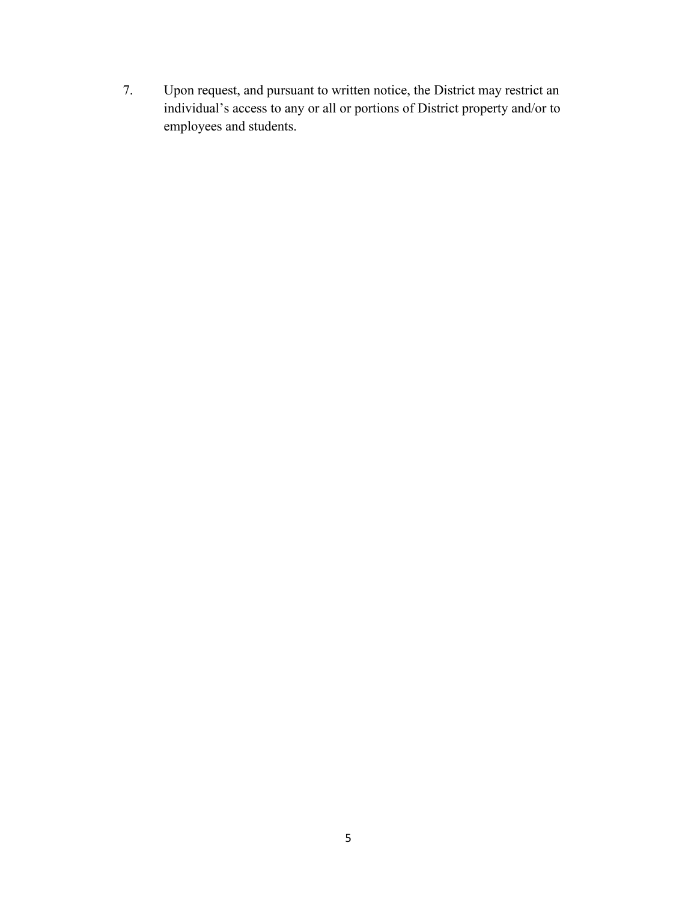7. Upon request, and pursuant to written notice, the District may restrict an individual's access to any or all or portions of District property and/or to employees and students.